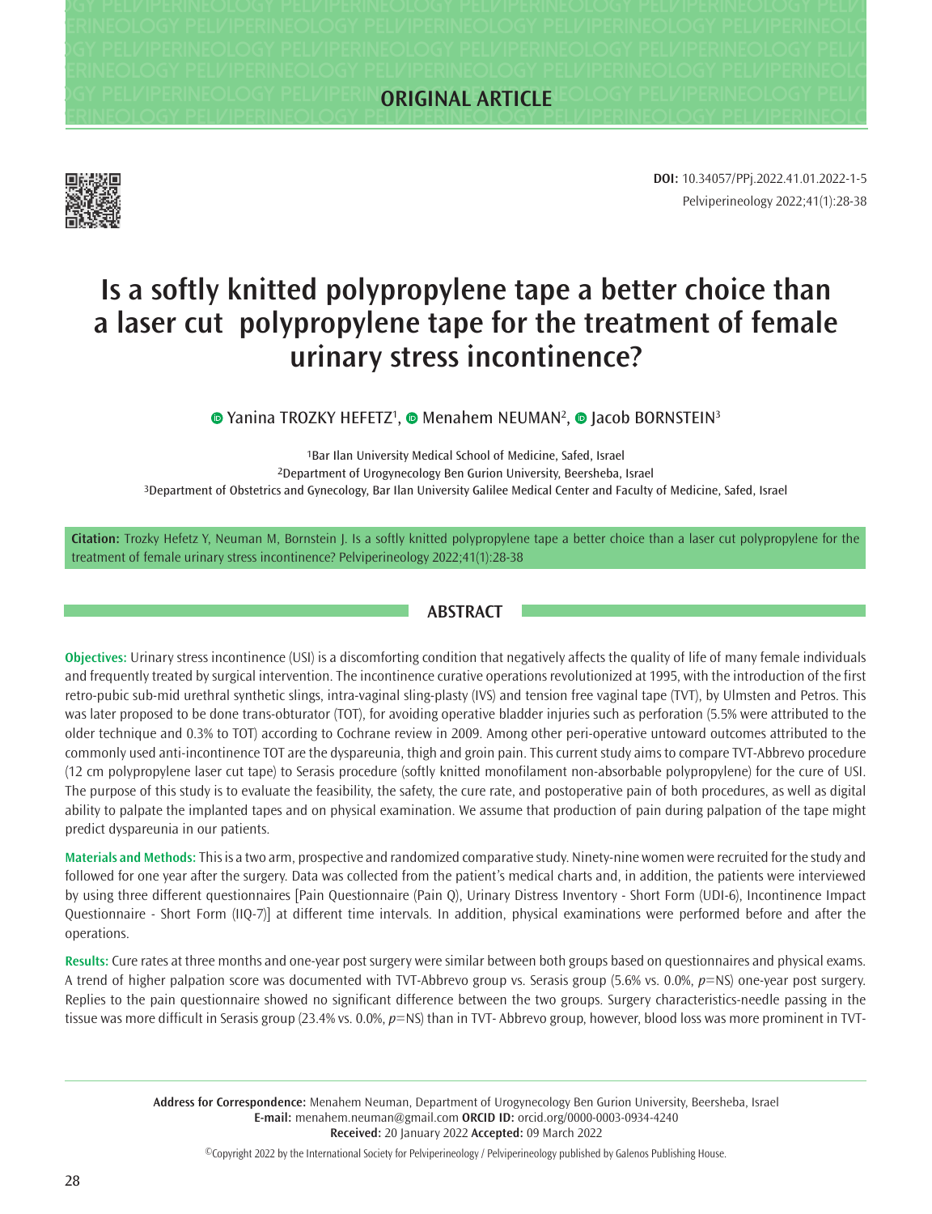ORIGINAL ARTICLE

DOI: 10.34057/PPj.2022.41.01.2022-1-5

# Is a softly knitted polypropylene tape a better choice than a laser cut polypropylene tape for the treatment of female urinary stress incontinence?

Yanina TROZKY HEFETZ[1], Menahem NEUMAN[2], Jacob BORNSTEIN[3]

[1]Bar Ilan University Medical School of Medicine, Safed, Israel
[2]Department of Urogynecology Ben Gurion University, Beersheba, Israel
[3]Department of Obstetrics and Gynecology, Bar Ilan University Galilee Medical Center and Faculty of Medicine, Safed, Israel

**Citation:** Trozky Hefetz Y, Neuman M, Bornstein J. Is a softly knitted polypropylene tape a better choice than a laser cut polypropylene for the treatment of female urinary stress incontinence? Pelviperineology 2022;41(1):28-38

## ABSTRACT

**Objectives:** Urinary stress incontinence (USI) is a discomforting condition that negatively affects the quality of life of many female individuals and frequently treated by surgical intervention. The incontinence curative operations revolutionized at 1995, with the introduction of the first retro-pubic sub-mid urethral synthetic slings, intra-vaginal sling-plasty (IVS) and tension free vaginal tape (TVT), by Ulmsten and Petros. This was later proposed to be done trans-obturator (TOT), for avoiding operative bladder injuries such as perforation (5.5% were attributed to the older technique and 0.3% to TOT) according to Cochrane review in 2009. Among other peri-operative untoward outcomes attributed to the commonly used anti-incontinence TOT are the dyspareunia, thigh and groin pain. This current study aims to compare TVT-Abbrevo procedure (12 cm polypropylene laser cut tape) to Serasis procedure (softly knitted monofilament non-absorbable polypropylene) for the cure of USI. The purpose of this study is to evaluate the feasibility, the safety, the cure rate, and postoperative pain of both procedures, as well as digital ability to palpate the implanted tapes and on physical examination. We assume that production of pain during palpation of the tape might predict dyspareunia in our patients.

**Materials and Methods:** This is a two arm, prospective and randomized comparative study. Ninety-nine women were recruited for the study and followed for one year after the surgery. Data was collected from the patient's medical charts and, in addition, the patients were interviewed by using three different questionnaires [Pain Questionnaire (Pain Q), Urinary Distress Inventory - Short Form (UDI-6), Incontinence Impact Questionnaire - Short Form (IIQ-7)] at different time intervals. In addition, physical examinations were performed before and after the operations.

**Results:** Cure rates at three months and one-year post surgery were similar between both groups based on questionnaires and physical exams. A trend of higher palpation score was documented with TVT-Abbrevo group vs. Serasis group (5.6% vs. 0.0%, *p*=NS) one-year post surgery. Replies to the pain questionnaire showed no significant difference between the two groups. Surgery characteristics-needle passing in the tissue was more difficult in Serasis group (23.4% vs. 0.0%, *p*=NS) than in TVT- Abbrevo group, however, blood loss was more prominent in TVT-

**Address for Correspondence:** Menahem Neuman, Department of Urogynecology Ben Gurion University, Beersheba, Israel
**E-mail:** menahem.neuman@gmail.com **ORCID ID:** orcid.org/0000-0003-0934-4240
**Received:** 20 January 2022 **Accepted:** 09 March 2022

©Copyright 2022 by the International Society for Pelviperineology / Pelviperineology published by Galenos Publishing House.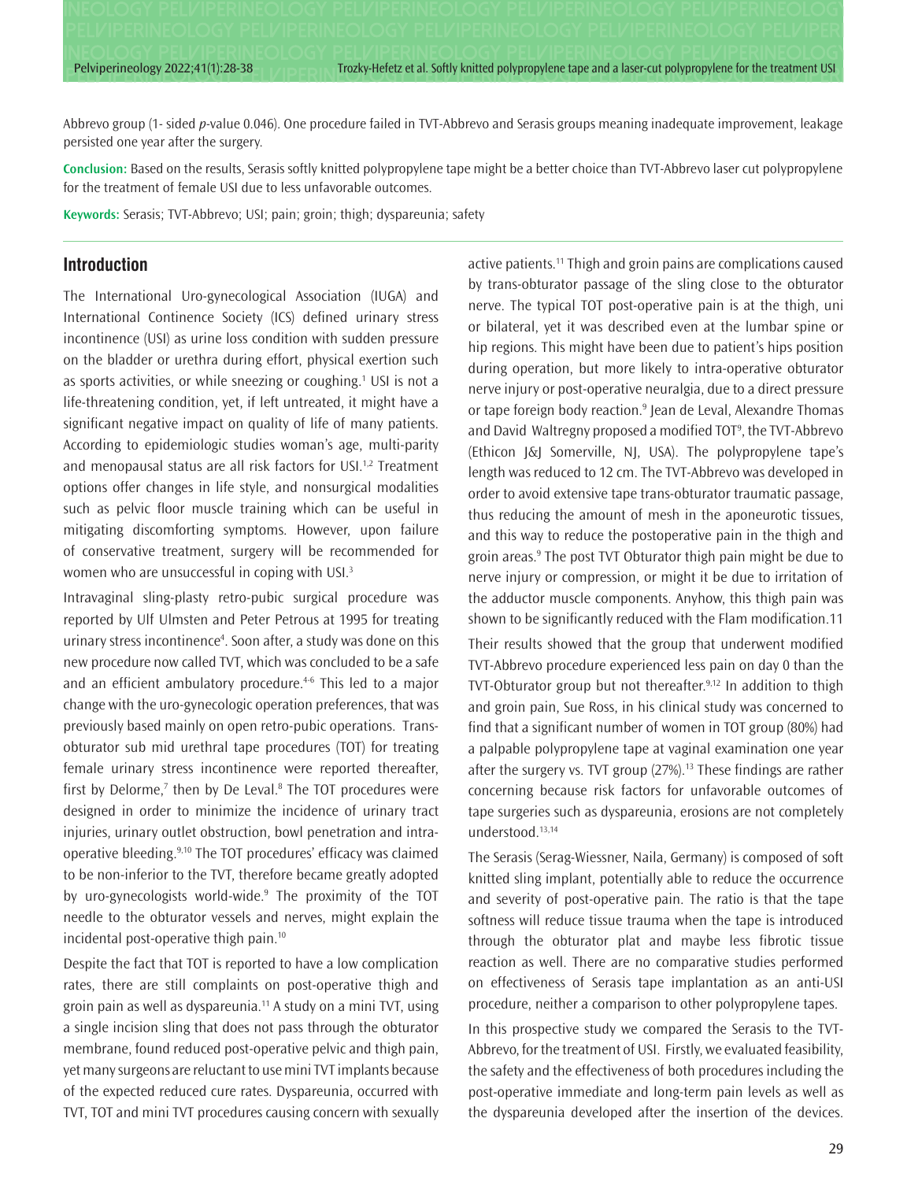Abbrevo group (1- sided *p*-value 0.046). One procedure failed in TVT-Abbrevo and Serasis groups meaning inadequate improvement, leakage persisted one year after the surgery.

**Conclusion:** Based on the results, Serasis softly knitted polypropylene tape might be a better choice than TVT-Abbrevo laser cut polypropylene for the treatment of female USI due to less unfavorable outcomes.

**Keywords:** Serasis; TVT-Abbrevo; USI; pain; groin; thigh; dyspareunia; safety

## Introduction

The International Uro-gynecological Association (IUGA) and International Continence Society (ICS) defined urinary stress incontinence (USI) as urine loss condition with sudden pressure on the bladder or urethra during effort, physical exertion such as sports activities, or while sneezing or coughing.[1] USI is not a life-threatening condition, yet, if left untreated, it might have a significant negative impact on quality of life of many patients. According to epidemiologic studies woman's age, multi-parity and menopausal status are all risk factors for USI.[1,2] Treatment options offer changes in life style, and nonsurgical modalities such as pelvic floor muscle training which can be useful in mitigating discomforting symptoms. However, upon failure of conservative treatment, surgery will be recommended for women who are unsuccessful in coping with USI.[3]

Intravaginal sling-plasty retro-pubic surgical procedure was reported by Ulf Ulmsten and Peter Petrous at 1995 for treating urinary stress incontinence[4]. Soon after, a study was done on this new procedure now called TVT, which was concluded to be a safe and an efficient ambulatory procedure.[4-6] This led to a major change with the uro-gynecologic operation preferences, that was previously based mainly on open retro-pubic operations. Trans-obturator sub mid urethral tape procedures (TOT) for treating female urinary stress incontinence were reported thereafter, first by Delorme,[7] then by De Leval.[8] The TOT procedures were designed in order to minimize the incidence of urinary tract injuries, urinary outlet obstruction, bowl penetration and intra-operative bleeding.[9,10] The TOT procedures' efficacy was claimed to be non-inferior to the TVT, therefore became greatly adopted by uro-gynecologists world-wide.[9] The proximity of the TOT needle to the obturator vessels and nerves, might explain the incidental post-operative thigh pain.[10]

Despite the fact that TOT is reported to have a low complication rates, there are still complaints on post-operative thigh and groin pain as well as dyspareunia.[11] A study on a mini TVT, using a single incision sling that does not pass through the obturator membrane, found reduced post-operative pelvic and thigh pain, yet many surgeons are reluctant to use mini TVT implants because of the expected reduced cure rates. Dyspareunia, occurred with TVT, TOT and mini TVT procedures causing concern with sexually active patients.[11] Thigh and groin pains are complications caused by trans-obturator passage of the sling close to the obturator nerve. The typical TOT post-operative pain is at the thigh, uni or bilateral, yet it was described even at the lumbar spine or hip regions. This might have been due to patient's hips position during operation, but more likely to intra-operative obturator nerve injury or post-operative neuralgia, due to a direct pressure or tape foreign body reaction.[9] Jean de Leval, Alexandre Thomas and David Waltregny proposed a modified TOT[9], the TVT-Abbrevo (Ethicon J&J Somerville, NJ, USA). The polypropylene tape's length was reduced to 12 cm. The TVT-Abbrevo was developed in order to avoid extensive tape trans-obturator traumatic passage, thus reducing the amount of mesh in the aponeurotic tissues, and this way to reduce the postoperative pain in the thigh and groin areas.[9] The post TVT Obturator thigh pain might be due to nerve injury or compression, or might it be due to irritation of the adductor muscle components. Anyhow, this thigh pain was shown to be significantly reduced with the Flam modification.11

Their results showed that the group that underwent modified TVT-Abbrevo procedure experienced less pain on day 0 than the TVT-Obturator group but not thereafter.[9,12] In addition to thigh and groin pain, Sue Ross, in his clinical study was concerned to find that a significant number of women in TOT group (80%) had a palpable polypropylene tape at vaginal examination one year after the surgery vs. TVT group (27%).[13] These findings are rather concerning because risk factors for unfavorable outcomes of tape surgeries such as dyspareunia, erosions are not completely understood.[13,14]

The Serasis (Serag-Wiessner, Naila, Germany) is composed of soft knitted sling implant, potentially able to reduce the occurrence and severity of post-operative pain. The ratio is that the tape softness will reduce tissue trauma when the tape is introduced through the obturator plat and maybe less fibrotic tissue reaction as well. There are no comparative studies performed on effectiveness of Serasis tape implantation as an anti-USI procedure, neither a comparison to other polypropylene tapes.

In this prospective study we compared the Serasis to the TVT-Abbrevo, for the treatment of USI. Firstly, we evaluated feasibility, the safety and the effectiveness of both procedures including the post-operative immediate and long-term pain levels as well as the dyspareunia developed after the insertion of the devices.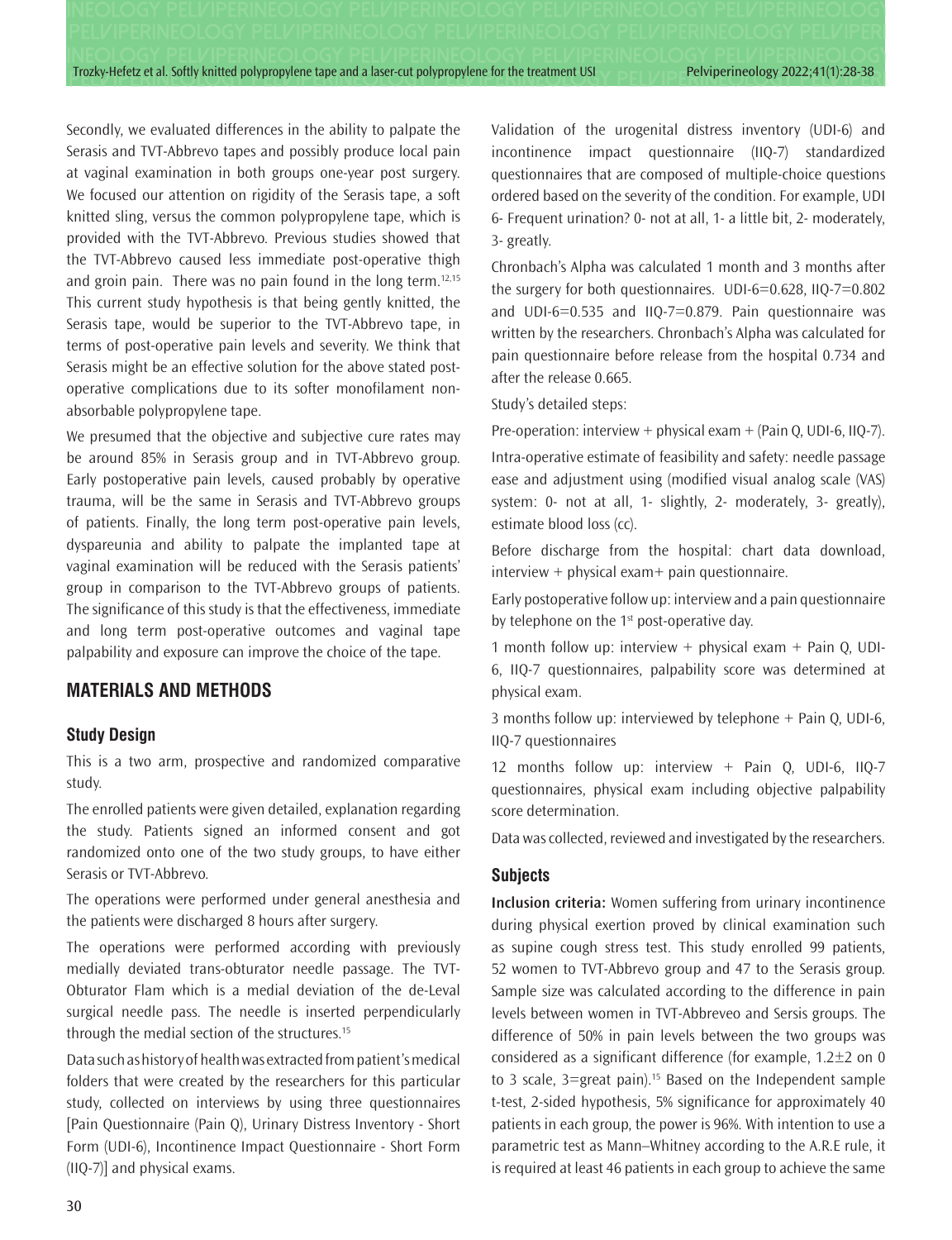Secondly, we evaluated differences in the ability to palpate the Serasis and TVT-Abbrevo tapes and possibly produce local pain at vaginal examination in both groups one-year post surgery. We focused our attention on rigidity of the Serasis tape, a soft knitted sling, versus the common polypropylene tape, which is provided with the TVT-Abbrevo. Previous studies showed that the TVT-Abbrevo caused less immediate post-operative thigh and groin pain. There was no pain found in the long term.[12,15] This current study hypothesis is that being gently knitted, the Serasis tape, would be superior to the TVT-Abbrevo tape, in terms of post-operative pain levels and severity. We think that Serasis might be an effective solution for the above stated post-operative complications due to its softer monofilament non-absorbable polypropylene tape.

We presumed that the objective and subjective cure rates may be around 85% in Serasis group and in TVT-Abbrevo group. Early postoperative pain levels, caused probably by operative trauma, will be the same in Serasis and TVT-Abbrevo groups of patients. Finally, the long term post-operative pain levels, dyspareunia and ability to palpate the implanted tape at vaginal examination will be reduced with the Serasis patients' group in comparison to the TVT-Abbrevo groups of patients. The significance of this study is that the effectiveness, immediate and long term post-operative outcomes and vaginal tape palpability and exposure can improve the choice of the tape.

## MATERIALS AND METHODS

### Study Design

This is a two arm, prospective and randomized comparative study.

The enrolled patients were given detailed, explanation regarding the study. Patients signed an informed consent and got randomized onto one of the two study groups, to have either Serasis or TVT-Abbrevo.

The operations were performed under general anesthesia and the patients were discharged 8 hours after surgery.

The operations were performed according with previously medially deviated trans-obturator needle passage. The TVT-Obturator Flam which is a medial deviation of the de-Leval surgical needle pass. The needle is inserted perpendicularly through the medial section of the structures.[15]

Data such as history of health was extracted from patient's medical folders that were created by the researchers for this particular study, collected on interviews by using three questionnaires [Pain Questionnaire (Pain Q), Urinary Distress Inventory - Short Form (UDI-6), Incontinence Impact Questionnaire - Short Form (IIQ-7)] and physical exams.

Validation of the urogenital distress inventory (UDI-6) and incontinence impact questionnaire (IIQ-7) standardized questionnaires that are composed of multiple-choice questions ordered based on the severity of the condition. For example, UDI 6- Frequent urination? 0- not at all, 1- a little bit, 2- moderately, 3- greatly.

Chronbach's Alpha was calculated 1 month and 3 months after the surgery for both questionnaires. UDI-6=0.628, IIQ-7=0.802 and UDI-6=0.535 and IIQ-7=0.879. Pain questionnaire was written by the researchers. Chronbach's Alpha was calculated for pain questionnaire before release from the hospital 0.734 and after the release 0.665.

Study's detailed steps:

Pre-operation: interview + physical exam + (Pain Q, UDI-6, IIQ-7).

Intra-operative estimate of feasibility and safety: needle passage ease and adjustment using (modified visual analog scale (VAS) system: 0- not at all, 1- slightly, 2- moderately, 3- greatly), estimate blood loss (cc).

Before discharge from the hospital: chart data download, interview + physical exam+ pain questionnaire.

Early postoperative follow up: interview and a pain questionnaire by telephone on the 1st post-operative day.

1 month follow up: interview + physical exam + Pain Q, UDI-6, IIQ-7 questionnaires, palpability score was determined at physical exam.

3 months follow up: interviewed by telephone + Pain Q, UDI-6, IIQ-7 questionnaires

12 months follow up: interview + Pain Q, UDI-6, IIQ-7 questionnaires, physical exam including objective palpability score determination.

Data was collected, reviewed and investigated by the researchers.

### Subjects

**Inclusion criteria:** Women suffering from urinary incontinence during physical exertion proved by clinical examination such as supine cough stress test. This study enrolled 99 patients, 52 women to TVT-Abbrevo group and 47 to the Serasis group. Sample size was calculated according to the difference in pain levels between women in TVT-Abbreveo and Sersis groups. The difference of 50% in pain levels between the two groups was considered as a significant difference (for example, 1.2±2 on 0 to 3 scale, 3=great pain).[15] Based on the Independent sample t-test, 2-sided hypothesis, 5% significance for approximately 40 patients in each group, the power is 96%. With intention to use a parametric test as Mann–Whitney according to the A.R.E rule, it is required at least 46 patients in each group to achieve the same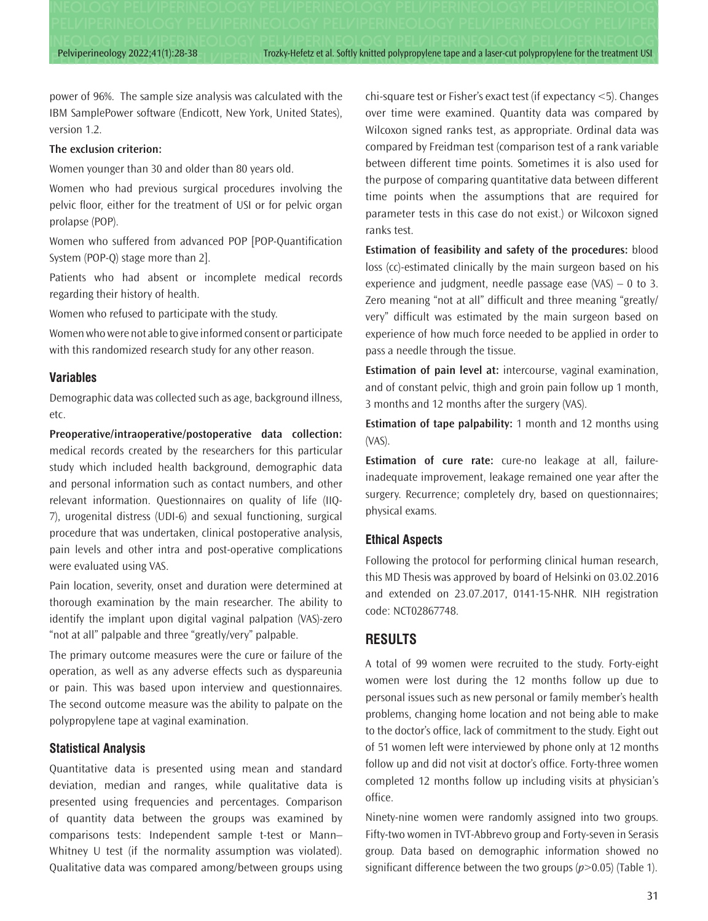power of 96%. The sample size analysis was calculated with the IBM SamplePower software (Endicott, New York, United States), version 1.2.

**The exclusion criterion:**

Women younger than 30 and older than 80 years old.

Women who had previous surgical procedures involving the pelvic floor, either for the treatment of USI or for pelvic organ prolapse (POP).

Women who suffered from advanced POP [POP-Quantification System (POP-Q) stage more than 2].

Patients who had absent or incomplete medical records regarding their history of health.

Women who refused to participate with the study.

Women who were not able to give informed consent or participate with this randomized research study for any other reason.

### Variables

Demographic data was collected such as age, background illness, etc.

**Preoperative/intraoperative/postoperative data collection:** medical records created by the researchers for this particular study which included health background, demographic data and personal information such as contact numbers, and other relevant information. Questionnaires on quality of life (IIQ-7), urogenital distress (UDI-6) and sexual functioning, surgical procedure that was undertaken, clinical postoperative analysis, pain levels and other intra and post-operative complications were evaluated using VAS.

Pain location, severity, onset and duration were determined at thorough examination by the main researcher. The ability to identify the implant upon digital vaginal palpation (VAS)-zero "not at all" palpable and three "greatly/very" palpable.

The primary outcome measures were the cure or failure of the operation, as well as any adverse effects such as dyspareunia or pain. This was based upon interview and questionnaires. The second outcome measure was the ability to palpate on the polypropylene tape at vaginal examination.

### Statistical Analysis

Quantitative data is presented using mean and standard deviation, median and ranges, while qualitative data is presented using frequencies and percentages. Comparison of quantity data between the groups was examined by comparisons tests: Independent sample t-test or Mann–Whitney U test (if the normality assumption was violated). Qualitative data was compared among/between groups using chi-square test or Fisher's exact test (if expectancy <5). Changes over time were examined. Quantity data was compared by Wilcoxon signed ranks test, as appropriate. Ordinal data was compared by Freidman test (comparison test of a rank variable between different time points. Sometimes it is also used for the purpose of comparing quantitative data between different time points when the assumptions that are required for parameter tests in this case do not exist.) or Wilcoxon signed ranks test.

**Estimation of feasibility and safety of the procedures:** blood loss (cc)-estimated clinically by the main surgeon based on his experience and judgment, needle passage ease (VAS) – 0 to 3. Zero meaning "not at all" difficult and three meaning "greatly/very" difficult was estimated by the main surgeon based on experience of how much force needed to be applied in order to pass a needle through the tissue.

**Estimation of pain level at:** intercourse, vaginal examination, and of constant pelvic, thigh and groin pain follow up 1 month, 3 months and 12 months after the surgery (VAS).

**Estimation of tape palpability:** 1 month and 12 months using (VAS).

**Estimation of cure rate:** cure-no leakage at all, failure-inadequate improvement, leakage remained one year after the surgery. Recurrence; completely dry, based on questionnaires; physical exams.

### Ethical Aspects

Following the protocol for performing clinical human research, this MD Thesis was approved by board of Helsinki on 03.02.2016 and extended on 23.07.2017, 0141-15-NHR. NIH registration code: NCT02867748.

## RESULTS

A total of 99 women were recruited to the study. Forty-eight women were lost during the 12 months follow up due to personal issues such as new personal or family member's health problems, changing home location and not being able to make to the doctor's office, lack of commitment to the study. Eight out of 51 women left were interviewed by phone only at 12 months follow up and did not visit at doctor's office. Forty-three women completed 12 months follow up including visits at physician's office.

Ninety-nine women were randomly assigned into two groups. Fifty-two women in TVT-Abbrevo group and Forty-seven in Serasis group. Data based on demographic information showed no significant difference between the two groups ($p$>0.05) (Table 1).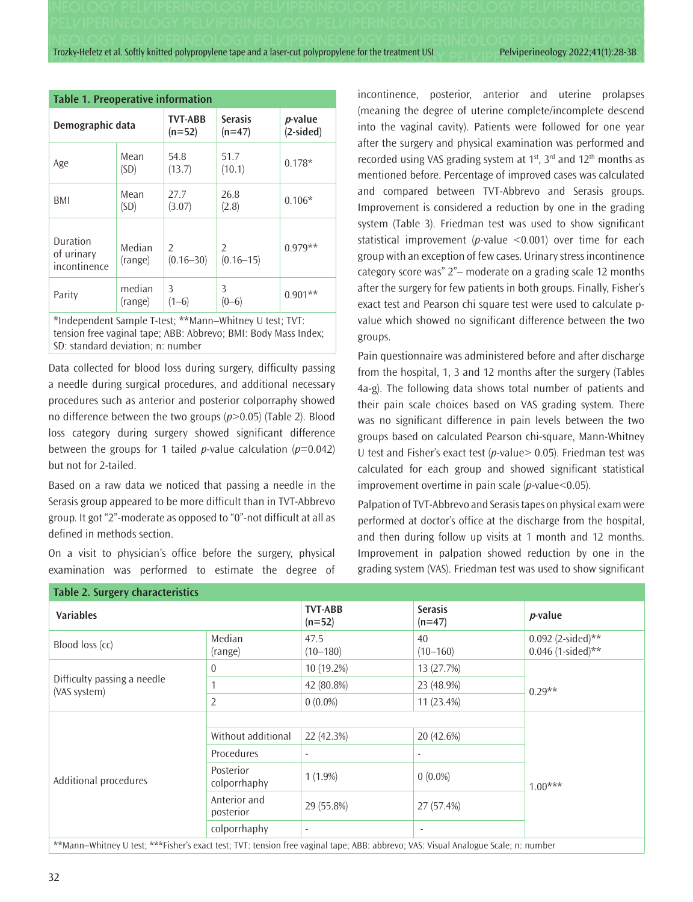**Table 1. Preoperative information**

| Demographic data | | TVT-ABB (n=52) | Serasis (n=47) | *p*-value (2-sided) |
|---|---|---|---|---|
| Age | Mean (SD) | 54.8 (13.7) | 51.7 (10.1) | 0.178* |
| BMI | Mean (SD) | 27.7 (3.07) | 26.8 (2.8) | 0.106* |
| Duration of urinary incontinence | Median (range) | 2 (0.16–30) | 2 (0.16–15) | 0.979** |
| Parity | median (range) | 3 (1–6) | 3 (0–6) | 0.901** |

*Independent Sample T-test; **Mann–Whitney U test; TVT: tension free vaginal tape; ABB: Abbrevo; BMI: Body Mass Index; SD: standard deviation; n: number

Data collected for blood loss during surgery, difficulty passing a needle during surgical procedures, and additional necessary procedures such as anterior and posterior colporraphy showed no difference between the two groups ($p$>0.05) (Table 2). Blood loss category during surgery showed significant difference between the groups for 1 tailed *p*-value calculation ($p$=0.042) but not for 2-tailed.

Based on a raw data we noticed that passing a needle in the Serasis group appeared to be more difficult than in TVT-Abbrevo group. It got "2"-moderate as opposed to "0"-not difficult at all as defined in methods section.

On a visit to physician's office before the surgery, physical examination was performed to estimate the degree of incontinence, posterior, anterior and uterine prolapses (meaning the degree of uterine complete/incomplete descend into the vaginal cavity). Patients were followed for one year after the surgery and physical examination was performed and recorded using VAS grading system at 1st, 3rd and 12th months as mentioned before. Percentage of improved cases was calculated and compared between TVT-Abbrevo and Serasis groups. Improvement is considered a reduction by one in the grading system (Table 3). Friedman test was used to show significant statistical improvement (*p*-value <0.001) over time for each group with an exception of few cases. Urinary stress incontinence category score was" 2"– moderate on a grading scale 12 months after the surgery for few patients in both groups. Finally, Fisher's exact test and Pearson chi square test were used to calculate p-value which showed no significant difference between the two groups.

Pain questionnaire was administered before and after discharge from the hospital, 1, 3 and 12 months after the surgery (Tables 4a-g). The following data shows total number of patients and their pain scale choices based on VAS grading system. There was no significant difference in pain levels between the two groups based on calculated Pearson chi-square, Mann-Whitney U test and Fisher's exact test (*p*-value> 0.05). Friedman test was calculated for each group and showed significant statistical improvement overtime in pain scale (*p*-value<0.05).

Palpation of TVT-Abbrevo and Serasis tapes on physical exam were performed at doctor's office at the discharge from the hospital, and then during follow up visits at 1 month and 12 months. Improvement in palpation showed reduction by one in the grading system (VAS). Friedman test was used to show significant

**Table 2. Surgery characteristics**

| Variables | | TVT-ABB (n=52) | Serasis (n=47) | *p*-value |
|---|---|---|---|---|
| Blood loss (cc) | Median (range) | 47.5 (10–180) | 40 (10–160) | 0.092 (2-sided)** 0.046 (1-sided)** |
| Difficulty passing a needle (VAS system) | 0 | 10 (19.2%) | 13 (27.7%) | 0.29** |
| | 1 | 42 (80.8%) | 23 (48.9%) | |
| | 2 | 0 (0.0%) | 11 (23.4%) | |
| Additional procedures | Without additional Procedures | 22 (42.3%) | 20 (42.6%) | 1.00*** |
| | Posterior colporrhaphy | 1 (1.9%) | 0 (0.0%) | |
| | Anterior and posterior colporrhaphy | 29 (55.8%) | 27 (57.4%) | |

**Mann–Whitney U test; ***Fisher's exact test; TVT: tension free vaginal tape; ABB: abbrevo; VAS: Visual Analogue Scale; n: number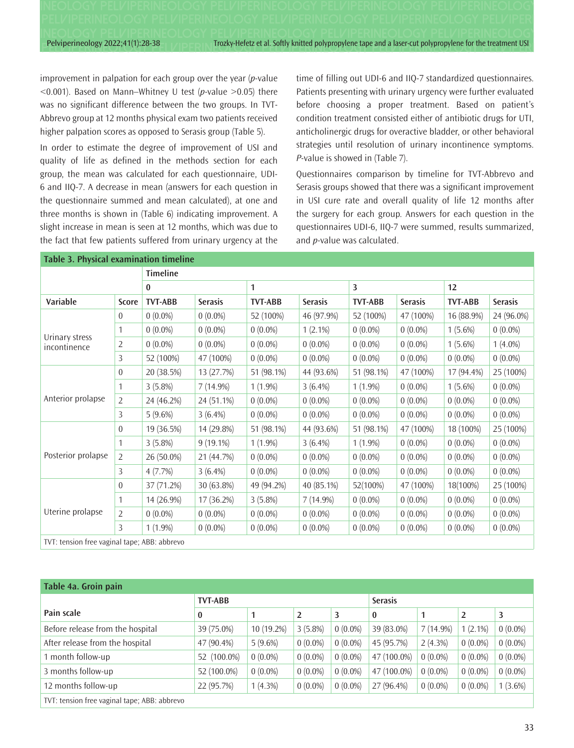improvement in palpation for each group over the year (*p*-value <0.001). Based on Mann–Whitney U test (*p*-value >0.05) there was no significant difference between the two groups. In TVT-Abbrevo group at 12 months physical exam two patients received higher palpation scores as opposed to Serasis group (Table 5).

In order to estimate the degree of improvement of USI and quality of life as defined in the methods section for each group, the mean was calculated for each questionnaire, UDI-6 and IIQ-7. A decrease in mean (answers for each question in the questionnaire summed and mean calculated), at one and three months is shown in (Table 6) indicating improvement. A slight increase in mean is seen at 12 months, which was due to the fact that few patients suffered from urinary urgency at the time of filling out UDI-6 and IIQ-7 standardized questionnaires. Patients presenting with urinary urgency were further evaluated before choosing a proper treatment. Based on patient's condition treatment consisted either of antibiotic drugs for UTI, anticholinergic drugs for overactive bladder, or other behavioral strategies until resolution of urinary incontinence symptoms. *P*-value is showed in (Table 7).

Questionnaires comparison by timeline for TVT-Abbrevo and Serasis groups showed that there was a significant improvement in USI cure rate and overall quality of life 12 months after the surgery for each group. Answers for each question in the questionnaires UDI-6, IIQ-7 were summed, results summarized, and *p*-value was calculated.

**Table 3. Physical examination timeline**

| | | Timeline | | | | | | | |
|---|---|---|---|---|---|---|---|---|---|
| | | 0 | | 1 | | 3 | | 12 | |
| Variable | Score | TVT-ABB | Serasis | TVT-ABB | Serasis | TVT-ABB | Serasis | TVT-ABB | Serasis |
| Urinary stress incontinence | 0 | 0 (0.0%) | 0 (0.0%) | 52 (100%) | 46 (97.9%) | 52 (100%) | 47 (100%) | 16 (88.9%) | 24 (96.0%) |
| | 1 | 0 (0.0%) | 0 (0.0%) | 0 (0.0%) | 1 (2.1%) | 0 (0.0%) | 0 (0.0%) | 1 (5.6%) | 0 (0.0%) |
| | 2 | 0 (0.0%) | 0 (0.0%) | 0 (0.0%) | 0 (0.0%) | 0 (0.0%) | 0 (0.0%) | 1 (5.6%) | 1 (4.0%) |
| | 3 | 52 (100%) | 47 (100%) | 0 (0.0%) | 0 (0.0%) | 0 (0.0%) | 0 (0.0%) | 0 (0.0%) | 0 (0.0%) |
| Anterior prolapse | 0 | 20 (38.5%) | 13 (27.7%) | 51 (98.1%) | 44 (93.6%) | 51 (98.1%) | 47 (100%) | 17 (94.4%) | 25 (100%) |
| | 1 | 3 (5.8%) | 7 (14.9%) | 1 (1.9%) | 3 (6.4%) | 1 (1.9%) | 0 (0.0%) | 1 (5.6%) | 0 (0.0%) |
| | 2 | 24 (46.2%) | 24 (51.1%) | 0 (0.0%) | 0 (0.0%) | 0 (0.0%) | 0 (0.0%) | 0 (0.0%) | 0 (0.0%) |
| | 3 | 5 (9.6%) | 3 (6.4%) | 0 (0.0%) | 0 (0.0%) | 0 (0.0%) | 0 (0.0%) | 0 (0.0%) | 0 (0.0%) |
| Posterior prolapse | 0 | 19 (36.5%) | 14 (29.8%) | 51 (98.1%) | 44 (93.6%) | 51 (98.1%) | 47 (100%) | 18 (100%) | 25 (100%) |
| | 1 | 3 (5.8%) | 9 (19.1%) | 1 (1.9%) | 3 (6.4%) | 1 (1.9%) | 0 (0.0%) | 0 (0.0%) | 0 (0.0%) |
| | 2 | 26 (50.0%) | 21 (44.7%) | 0 (0.0%) | 0 (0.0%) | 0 (0.0%) | 0 (0.0%) | 0 (0.0%) | 0 (0.0%) |
| | 3 | 4 (7.7%) | 3 (6.4%) | 0 (0.0%) | 0 (0.0%) | 0 (0.0%) | 0 (0.0%) | 0 (0.0%) | 0 (0.0%) |
| Uterine prolapse | 0 | 37 (71.2%) | 30 (63.8%) | 49 (94.2%) | 40 (85.1%) | 52(100%) | 47 (100%) | 18(100%) | 25 (100%) |
| | 1 | 14 (26.9%) | 17 (36.2%) | 3 (5.8%) | 7 (14.9%) | 0 (0.0%) | 0 (0.0%) | 0 (0.0%) | 0 (0.0%) |
| | 2 | 0 (0.0%) | 0 (0.0%) | 0 (0.0%) | 0 (0.0%) | 0 (0.0%) | 0 (0.0%) | 0 (0.0%) | 0 (0.0%) |
| | 3 | 1 (1.9%) | 0 (0.0%) | 0 (0.0%) | 0 (0.0%) | 0 (0.0%) | 0 (0.0%) | 0 (0.0%) | 0 (0.0%) |

TVT: tension free vaginal tape; ABB: abbrevo

**Table 4a. Groin pain**

| | TVT-ABB | | | | Serasis | | | |
|---|---|---|---|---|---|---|---|---|
| Pain scale | 0 | 1 | 2 | 3 | 0 | 1 | 2 | 3 |
| Before release from the hospital | 39 (75.0%) | 10 (19.2%) | 3 (5.8%) | 0 (0.0%) | 39 (83.0%) | 7 (14.9%) | 1 (2.1%) | 0 (0.0%) |
| After release from the hospital | 47 (90.4%) | 5 (9.6%) | 0 (0.0%) | 0 (0.0%) | 45 (95.7%) | 2 (4.3%) | 0 (0.0%) | 0 (0.0%) |
| 1 month follow-up | 52 (100.0%) | 0 (0.0%) | 0 (0.0%) | 0 (0.0%) | 47 (100.0%) | 0 (0.0%) | 0 (0.0%) | 0 (0.0%) |
| 3 months follow-up | 52 (100.0%) | 0 (0.0%) | 0 (0.0%) | 0 (0.0%) | 47 (100.0%) | 0 (0.0%) | 0 (0.0%) | 0 (0.0%) |
| 12 months follow-up | 22 (95.7%) | 1 (4.3%) | 0 (0.0%) | 0 (0.0%) | 27 (96.4%) | 0 (0.0%) | 0 (0.0%) | 1 (3.6%) |

TVT: tension free vaginal tape; ABB: abbrevo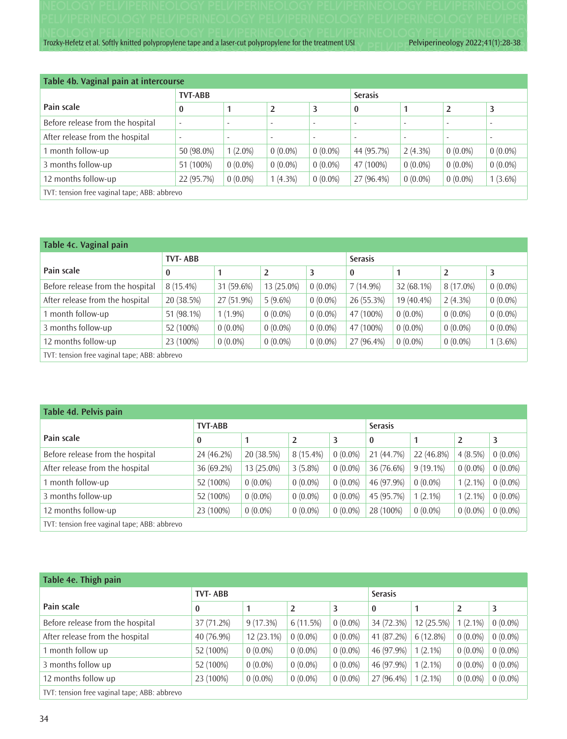**Table 4b. Vaginal pain at intercourse**

| Pain scale | TVT-ABB | | | | Serasis | | | |
|---|---|---|---|---|---|---|---|---|
| | 0 | 1 | 2 | 3 | 0 | 1 | 2 | 3 |
| Before release from the hospital | - | - | - | - | - | - | - | - |
| After release from the hospital | - | - | - | - | - | - | - | - |
| 1 month follow-up | 50 (98.0%) | 1 (2.0%) | 0 (0.0%) | 0 (0.0%) | 44 (95.7%) | 2 (4.3%) | 0 (0.0%) | 0 (0.0%) |
| 3 months follow-up | 51 (100%) | 0 (0.0%) | 0 (0.0%) | 0 (0.0%) | 47 (100%) | 0 (0.0%) | 0 (0.0%) | 0 (0.0%) |
| 12 months follow-up | 22 (95.7%) | 0 (0.0%) | 1 (4.3%) | 0 (0.0%) | 27 (96.4%) | 0 (0.0%) | 0 (0.0%) | 1 (3.6%) |

TVT: tension free vaginal tape; ABB: abbrevo

**Table 4c. Vaginal pain**

| Pain scale | TVT- ABB | | | | Serasis | | | |
|---|---|---|---|---|---|---|---|---|
| | 0 | 1 | 2 | 3 | 0 | 1 | 2 | 3 |
| Before release from the hospital | 8 (15.4%) | 31 (59.6%) | 13 (25.0%) | 0 (0.0%) | 7 (14.9%) | 32 (68.1%) | 8 (17.0%) | 0 (0.0%) |
| After release from the hospital | 20 (38.5%) | 27 (51.9%) | 5 (9.6%) | 0 (0.0%) | 26 (55.3%) | 19 (40.4%) | 2 (4.3%) | 0 (0.0%) |
| 1 month follow-up | 51 (98.1%) | 1 (1.9%) | 0 (0.0%) | 0 (0.0%) | 47 (100%) | 0 (0.0%) | 0 (0.0%) | 0 (0.0%) |
| 3 months follow-up | 52 (100%) | 0 (0.0%) | 0 (0.0%) | 0 (0.0%) | 47 (100%) | 0 (0.0%) | 0 (0.0%) | 0 (0.0%) |
| 12 months follow-up | 23 (100%) | 0 (0.0%) | 0 (0.0%) | 0 (0.0%) | 27 (96.4%) | 0 (0.0%) | 0 (0.0%) | 1 (3.6%) |

TVT: tension free vaginal tape; ABB: abbrevo

**Table 4d. Pelvis pain**

| Pain scale | TVT-ABB | | | | Serasis | | | |
|---|---|---|---|---|---|---|---|---|
| | 0 | 1 | 2 | 3 | 0 | 1 | 2 | 3 |
| Before release from the hospital | 24 (46.2%) | 20 (38.5%) | 8 (15.4%) | 0 (0.0%) | 21 (44.7%) | 22 (46.8%) | 4 (8.5%) | 0 (0.0%) |
| After release from the hospital | 36 (69.2%) | 13 (25.0%) | 3 (5.8%) | 0 (0.0%) | 36 (76.6%) | 9 (19.1%) | 0 (0.0%) | 0 (0.0%) |
| 1 month follow-up | 52 (100%) | 0 (0.0%) | 0 (0.0%) | 0 (0.0%) | 46 (97.9%) | 0 (0.0%) | 1 (2.1%) | 0 (0.0%) |
| 3 months follow-up | 52 (100%) | 0 (0.0%) | 0 (0.0%) | 0 (0.0%) | 45 (95.7%) | 1 (2.1%) | 1 (2.1%) | 0 (0.0%) |
| 12 months follow-up | 23 (100%) | 0 (0.0%) | 0 (0.0%) | 0 (0.0%) | 28 (100%) | 0 (0.0%) | 0 (0.0%) | 0 (0.0%) |

TVT: tension free vaginal tape; ABB: abbrevo

**Table 4e. Thigh pain**

| Pain scale | TVT- ABB | | | | Serasis | | | |
|---|---|---|---|---|---|---|---|---|
| | 0 | 1 | 2 | 3 | 0 | 1 | 2 | 3 |
| Before release from the hospital | 37 (71.2%) | 9 (17.3%) | 6 (11.5%) | 0 (0.0%) | 34 (72.3%) | 12 (25.5%) | 1 (2.1%) | 0 (0.0%) |
| After release from the hospital | 40 (76.9%) | 12 (23.1%) | 0 (0.0%) | 0 (0.0%) | 41 (87.2%) | 6 (12.8%) | 0 (0.0%) | 0 (0.0%) |
| 1 month follow up | 52 (100%) | 0 (0.0%) | 0 (0.0%) | 0 (0.0%) | 46 (97.9%) | 1 (2.1%) | 0 (0.0%) | 0 (0.0%) |
| 3 months follow up | 52 (100%) | 0 (0.0%) | 0 (0.0%) | 0 (0.0%) | 46 (97.9%) | 1 (2.1%) | 0 (0.0%) | 0 (0.0%) |
| 12 months follow up | 23 (100%) | 0 (0.0%) | 0 (0.0%) | 0 (0.0%) | 27 (96.4%) | 1 (2.1%) | 0 (0.0%) | 0 (0.0%) |

TVT: tension free vaginal tape; ABB: abbrevo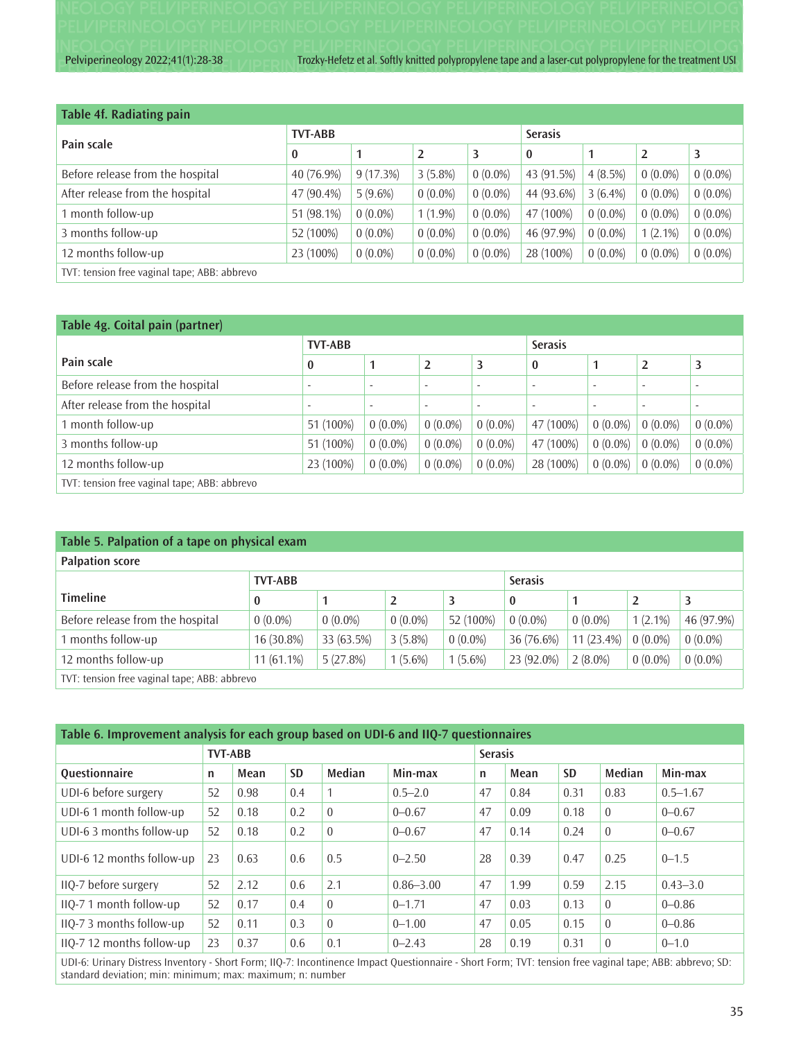**Table 4f. Radiating pain**

| Pain scale | TVT-ABB | | | | Serasis | | | |
|---|---|---|---|---|---|---|---|---|
| | 0 | 1 | 2 | 3 | 0 | 1 | 2 | 3 |
| Before release from the hospital | 40 (76.9%) | 9 (17.3%) | 3 (5.8%) | 0 (0.0%) | 43 (91.5%) | 4 (8.5%) | 0 (0.0%) | 0 (0.0%) |
| After release from the hospital | 47 (90.4%) | 5 (9.6%) | 0 (0.0%) | 0 (0.0%) | 44 (93.6%) | 3 (6.4%) | 0 (0.0%) | 0 (0.0%) |
| 1 month follow-up | 51 (98.1%) | 0 (0.0%) | 1 (1.9%) | 0 (0.0%) | 47 (100%) | 0 (0.0%) | 0 (0.0%) | 0 (0.0%) |
| 3 months follow-up | 52 (100%) | 0 (0.0%) | 0 (0.0%) | 0 (0.0%) | 46 (97.9%) | 0 (0.0%) | 1 (2.1%) | 0 (0.0%) |
| 12 months follow-up | 23 (100%) | 0 (0.0%) | 0 (0.0%) | 0 (0.0%) | 28 (100%) | 0 (0.0%) | 0 (0.0%) | 0 (0.0%) |

TVT: tension free vaginal tape; ABB: abbrevo

**Table 4g. Coital pain (partner)**

| Pain scale | TVT-ABB | | | | Serasis | | | |
|---|---|---|---|---|---|---|---|---|
| | 0 | 1 | 2 | 3 | 0 | 1 | 2 | 3 |
| Before release from the hospital | - | - | - | - | - | - | - | - |
| After release from the hospital | - | - | - | - | - | - | - | - |
| 1 month follow-up | 51 (100%) | 0 (0.0%) | 0 (0.0%) | 0 (0.0%) | 47 (100%) | 0 (0.0%) | 0 (0.0%) | 0 (0.0%) |
| 3 months follow-up | 51 (100%) | 0 (0.0%) | 0 (0.0%) | 0 (0.0%) | 47 (100%) | 0 (0.0%) | 0 (0.0%) | 0 (0.0%) |
| 12 months follow-up | 23 (100%) | 0 (0.0%) | 0 (0.0%) | 0 (0.0%) | 28 (100%) | 0 (0.0%) | 0 (0.0%) | 0 (0.0%) |

TVT: tension free vaginal tape; ABB: abbrevo

**Table 5. Palpation of a tape on physical exam**

| Palpation score | | | | | | | | |
|---|---|---|---|---|---|---|---|---|
| Timeline | TVT-ABB | | | | Serasis | | | |
| | 0 | 1 | 2 | 3 | 0 | 1 | 2 | 3 |
| Before release from the hospital | 0 (0.0%) | 0 (0.0%) | 0 (0.0%) | 52 (100%) | 0 (0.0%) | 0 (0.0%) | 1 (2.1%) | 46 (97.9%) |
| 1 months follow-up | 16 (30.8%) | 33 (63.5%) | 3 (5.8%) | 0 (0.0%) | 36 (76.6%) | 11 (23.4%) | 0 (0.0%) | 0 (0.0%) |
| 12 months follow-up | 11 (61.1%) | 5 (27.8%) | 1 (5.6%) | 1 (5.6%) | 23 (92.0%) | 2 (8.0%) | 0 (0.0%) | 0 (0.0%) |

TVT: tension free vaginal tape; ABB: abbrevo

**Table 6. Improvement analysis for each group based on UDI-6 and IIQ-7 questionnaires**

| | TVT-ABB | | | | | Serasis | | | | |
|---|---|---|---|---|---|---|---|---|---|---|
| Questionnaire | n | Mean | SD | Median | Min-max | n | Mean | SD | Median | Min-max |
| UDI-6 before surgery | 52 | 0.98 | 0.4 | 1 | 0.5–2.0 | 47 | 0.84 | 0.31 | 0.83 | 0.5–1.67 |
| UDI-6 1 month follow-up | 52 | 0.18 | 0.2 | 0 | 0–0.67 | 47 | 0.09 | 0.18 | 0 | 0–0.67 |
| UDI-6 3 months follow-up | 52 | 0.18 | 0.2 | 0 | 0–0.67 | 47 | 0.14 | 0.24 | 0 | 0–0.67 |
| UDI-6 12 months follow-up | 23 | 0.63 | 0.6 | 0.5 | 0–2.50 | 28 | 0.39 | 0.47 | 0.25 | 0–1.5 |
| IIQ-7 before surgery | 52 | 2.12 | 0.6 | 2.1 | 0.86–3.00 | 47 | 1.99 | 0.59 | 2.15 | 0.43–3.0 |
| IIQ-7 1 month follow-up | 52 | 0.17 | 0.4 | 0 | 0–1.71 | 47 | 0.03 | 0.13 | 0 | 0–0.86 |
| IIQ-7 3 months follow-up | 52 | 0.11 | 0.3 | 0 | 0–1.00 | 47 | 0.05 | 0.15 | 0 | 0–0.86 |
| IIQ-7 12 months follow-up | 23 | 0.37 | 0.6 | 0.1 | 0–2.43 | 28 | 0.19 | 0.31 | 0 | 0–1.0 |

UDI-6: Urinary Distress Inventory - Short Form; IIQ-7: Incontinence Impact Questionnaire - Short Form; TVT: tension free vaginal tape; ABB: abbrevo; SD: standard deviation; min: minimum; max: maximum; n: number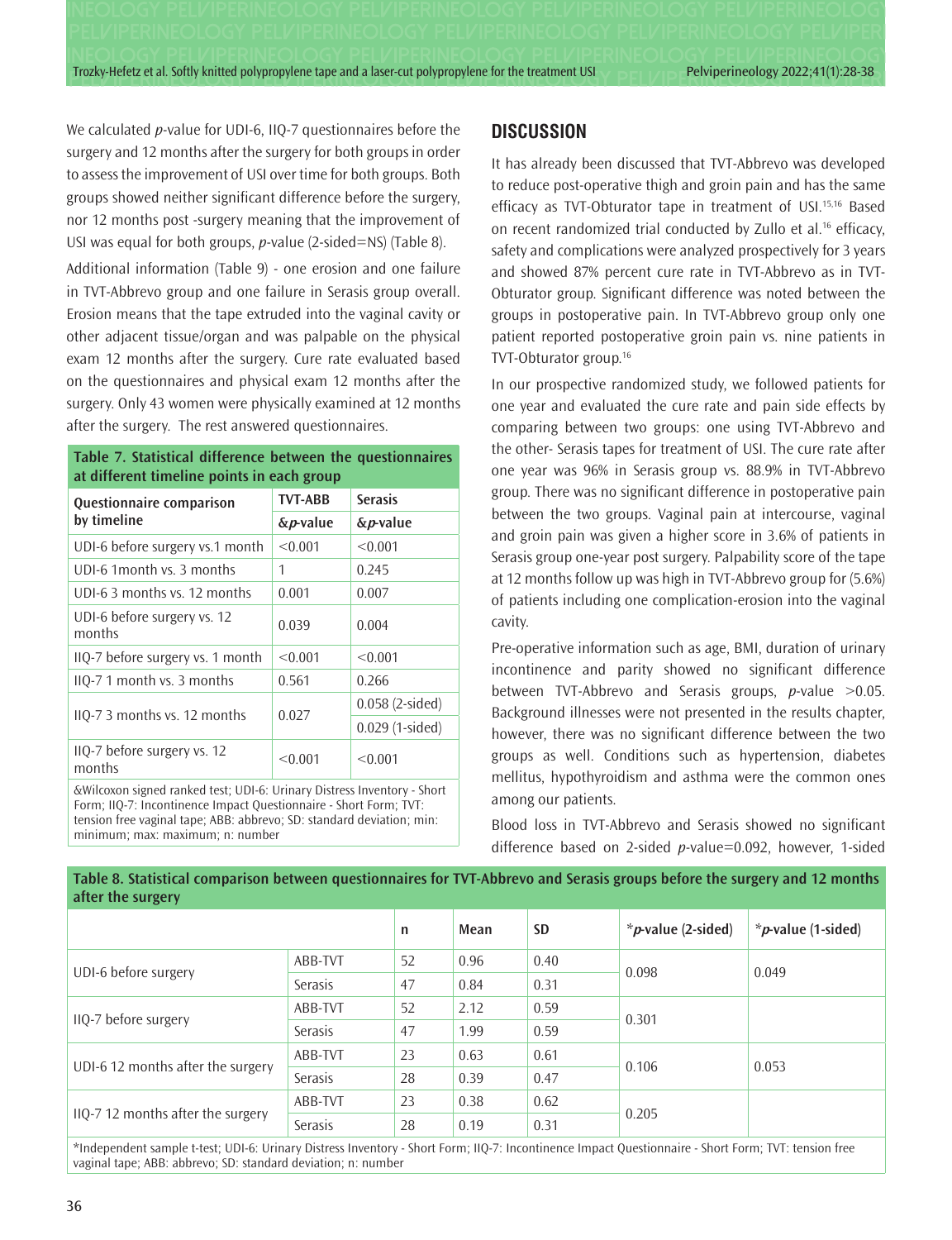We calculated *p*-value for UDI-6, IIQ-7 questionnaires before the surgery and 12 months after the surgery for both groups in order to assess the improvement of USI over time for both groups. Both groups showed neither significant difference before the surgery, nor 12 months post -surgery meaning that the improvement of USI was equal for both groups, *p*-value (2-sided=NS) (Table 8).

Additional information (Table 9) - one erosion and one failure in TVT-Abbrevo group and one failure in Serasis group overall. Erosion means that the tape extruded into the vaginal cavity or other adjacent tissue/organ and was palpable on the physical exam 12 months after the surgery. Cure rate evaluated based on the questionnaires and physical exam 12 months after the surgery. Only 43 women were physically examined at 12 months after the surgery. The rest answered questionnaires.

**Table 7. Statistical difference between the questionnaires at different timeline points in each group**

| Questionnaire comparison by timeline | TVT-ABB &*p*-value | Serasis &*p*-value |
|---|---|---|
| UDI-6 before surgery vs.1 month | <0.001 | <0.001 |
| UDI-6 1month vs. 3 months | 1 | 0.245 |
| UDI-6 3 months vs. 12 months | 0.001 | 0.007 |
| UDI-6 before surgery vs. 12 months | 0.039 | 0.004 |
| IIQ-7 before surgery vs. 1 month | <0.001 | <0.001 |
| IIQ-7 1 month vs. 3 months | 0.561 | 0.266 |
| IIQ-7 3 months vs. 12 months | 0.027 | 0.058 (2-sided) 0.029 (1-sided) |
| IIQ-7 before surgery vs. 12 months | <0.001 | <0.001 |

&Wilcoxon signed ranked test; UDI-6: Urinary Distress Inventory - Short Form; IIQ-7: Incontinence Impact Questionnaire - Short Form; TVT: tension free vaginal tape; ABB: abbrevo; SD: standard deviation; min: minimum; max: maximum; n: number

## DISCUSSION

It has already been discussed that TVT-Abbrevo was developed to reduce post-operative thigh and groin pain and has the same efficacy as TVT-Obturator tape in treatment of USI.[15,16] Based on recent randomized trial conducted by Zullo et al.[16] efficacy, safety and complications were analyzed prospectively for 3 years and showed 87% percent cure rate in TVT-Abbrevo as in TVT-Obturator group. Significant difference was noted between the groups in postoperative pain. In TVT-Abbrevo group only one patient reported postoperative groin pain vs. nine patients in TVT-Obturator group.[16]

In our prospective randomized study, we followed patients for one year and evaluated the cure rate and pain side effects by comparing between two groups: one using TVT-Abbrevo and the other- Serasis tapes for treatment of USI. The cure rate after one year was 96% in Serasis group vs. 88.9% in TVT-Abbrevo group. There was no significant difference in postoperative pain between the two groups. Vaginal pain at intercourse, vaginal and groin pain was given a higher score in 3.6% of patients in Serasis group one-year post surgery. Palpability score of the tape at 12 months follow up was high in TVT-Abbrevo group for (5.6%) of patients including one complication-erosion into the vaginal cavity.

Pre-operative information such as age, BMI, duration of urinary incontinence and parity showed no significant difference between TVT-Abbrevo and Serasis groups, *p*-value >0.05. Background illnesses were not presented in the results chapter, however, there was no significant difference between the two groups as well. Conditions such as hypertension, diabetes mellitus, hypothyroidism and asthma were the common ones among our patients.

Blood loss in TVT-Abbrevo and Serasis showed no significant difference based on 2-sided *p*-value=0.092, however, 1-sided

**Table 8. Statistical comparison between questionnaires for TVT-Abbrevo and Serasis groups before the surgery and 12 months after the surgery**

| | | n | Mean | SD | **p*-value (2-sided) | **p*-value (1-sided) |
|---|---|---|---|---|---|---|
| UDI-6 before surgery | ABB-TVT | 52 | 0.96 | 0.40 | 0.098 | 0.049 |
| | Serasis | 47 | 0.84 | 0.31 | | |
| IIQ-7 before surgery | ABB-TVT | 52 | 2.12 | 0.59 | 0.301 | |
| | Serasis | 47 | 1.99 | 0.59 | | |
| UDI-6 12 months after the surgery | ABB-TVT | 23 | 0.63 | 0.61 | 0.106 | 0.053 |
| | Serasis | 28 | 0.39 | 0.47 | | |
| IIQ-7 12 months after the surgery | ABB-TVT | 23 | 0.38 | 0.62 | 0.205 | |
| | Serasis | 28 | 0.19 | 0.31 | | |

*Independent sample t-test; UDI-6: Urinary Distress Inventory - Short Form; IIQ-7: Incontinence Impact Questionnaire - Short Form; TVT: tension free vaginal tape; ABB: abbrevo; SD: standard deviation; n: number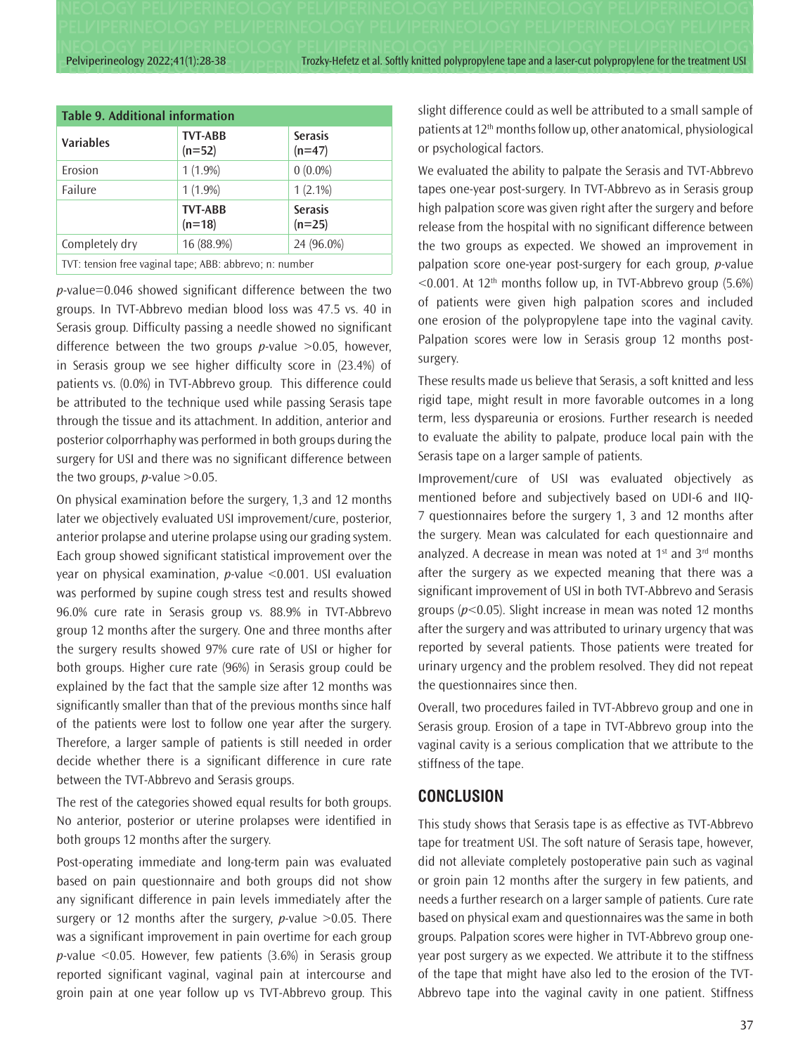| Table 9. Additional information | | |
|---|---|---|
| **Variables** | **TVT-ABB (n=52)** | **Serasis (n=47)** |
| Erosion | 1 (1.9%) | 0 (0.0%) |
| Failure | 1 (1.9%) | 1 (2.1%) |
| | **TVT-ABB (n=18)** | **Serasis (n=25)** |
| Completely dry | 16 (88.9%) | 24 (96.0%) |

TVT: tension free vaginal tape; ABB: abbrevo; n: number

*p*-value=0.046 showed significant difference between the two groups. In TVT-Abbrevo median blood loss was 47.5 vs. 40 in Serasis group. Difficulty passing a needle showed no significant difference between the two groups *p*-value >0.05, however, in Serasis group we see higher difficulty score in (23.4%) of patients vs. (0.0%) in TVT-Abbrevo group. This difference could be attributed to the technique used while passing Serasis tape through the tissue and its attachment. In addition, anterior and posterior colporrhaphy was performed in both groups during the surgery for USI and there was no significant difference between the two groups, *p*-value >0.05.

On physical examination before the surgery, 1,3 and 12 months later we objectively evaluated USI improvement/cure, posterior, anterior prolapse and uterine prolapse using our grading system. Each group showed significant statistical improvement over the year on physical examination, *p*-value <0.001. USI evaluation was performed by supine cough stress test and results showed 96.0% cure rate in Serasis group vs. 88.9% in TVT-Abbrevo group 12 months after the surgery. One and three months after the surgery results showed 97% cure rate of USI or higher for both groups. Higher cure rate (96%) in Serasis group could be explained by the fact that the sample size after 12 months was significantly smaller than that of the previous months since half of the patients were lost to follow one year after the surgery. Therefore, a larger sample of patients is still needed in order decide whether there is a significant difference in cure rate between the TVT-Abbrevo and Serasis groups.

The rest of the categories showed equal results for both groups. No anterior, posterior or uterine prolapses were identified in both groups 12 months after the surgery.

Post-operating immediate and long-term pain was evaluated based on pain questionnaire and both groups did not show any significant difference in pain levels immediately after the surgery or 12 months after the surgery, *p*-value >0.05. There was a significant improvement in pain overtime for each group *p*-value <0.05. However, few patients (3.6%) in Serasis group reported significant vaginal, vaginal pain at intercourse and groin pain at one year follow up vs TVT-Abbrevo group. This slight difference could as well be attributed to a small sample of patients at 12[th] months follow up, other anatomical, physiological or psychological factors.

We evaluated the ability to palpate the Serasis and TVT-Abbrevo tapes one-year post-surgery. In TVT-Abbrevo as in Serasis group high palpation score was given right after the surgery and before release from the hospital with no significant difference between the two groups as expected. We showed an improvement in palpation score one-year post-surgery for each group, *p*-value <0.001. At 12[th] months follow up, in TVT-Abbrevo group (5.6%) of patients were given high palpation scores and included one erosion of the polypropylene tape into the vaginal cavity. Palpation scores were low in Serasis group 12 months post-surgery.

These results made us believe that Serasis, a soft knitted and less rigid tape, might result in more favorable outcomes in a long term, less dyspareunia or erosions. Further research is needed to evaluate the ability to palpate, produce local pain with the Serasis tape on a larger sample of patients.

Improvement/cure of USI was evaluated objectively as mentioned before and subjectively based on UDI-6 and IIQ-7 questionnaires before the surgery 1, 3 and 12 months after the surgery. Mean was calculated for each questionnaire and analyzed. A decrease in mean was noted at 1[st] and 3[rd] months after the surgery as we expected meaning that there was a significant improvement of USI in both TVT-Abbrevo and Serasis groups ($p<0.05$). Slight increase in mean was noted 12 months after the surgery and was attributed to urinary urgency that was reported by several patients. Those patients were treated for urinary urgency and the problem resolved. They did not repeat the questionnaires since then.

Overall, two procedures failed in TVT-Abbrevo group and one in Serasis group. Erosion of a tape in TVT-Abbrevo group into the vaginal cavity is a serious complication that we attribute to the stiffness of the tape.

## CONCLUSION

This study shows that Serasis tape is as effective as TVT-Abbrevo tape for treatment USI. The soft nature of Serasis tape, however, did not alleviate completely postoperative pain such as vaginal or groin pain 12 months after the surgery in few patients, and needs a further research on a larger sample of patients. Cure rate based on physical exam and questionnaires was the same in both groups. Palpation scores were higher in TVT-Abbrevo group one-year post surgery as we expected. We attribute it to the stiffness of the tape that might have also led to the erosion of the TVT-Abbrevo tape into the vaginal cavity in one patient. Stiffness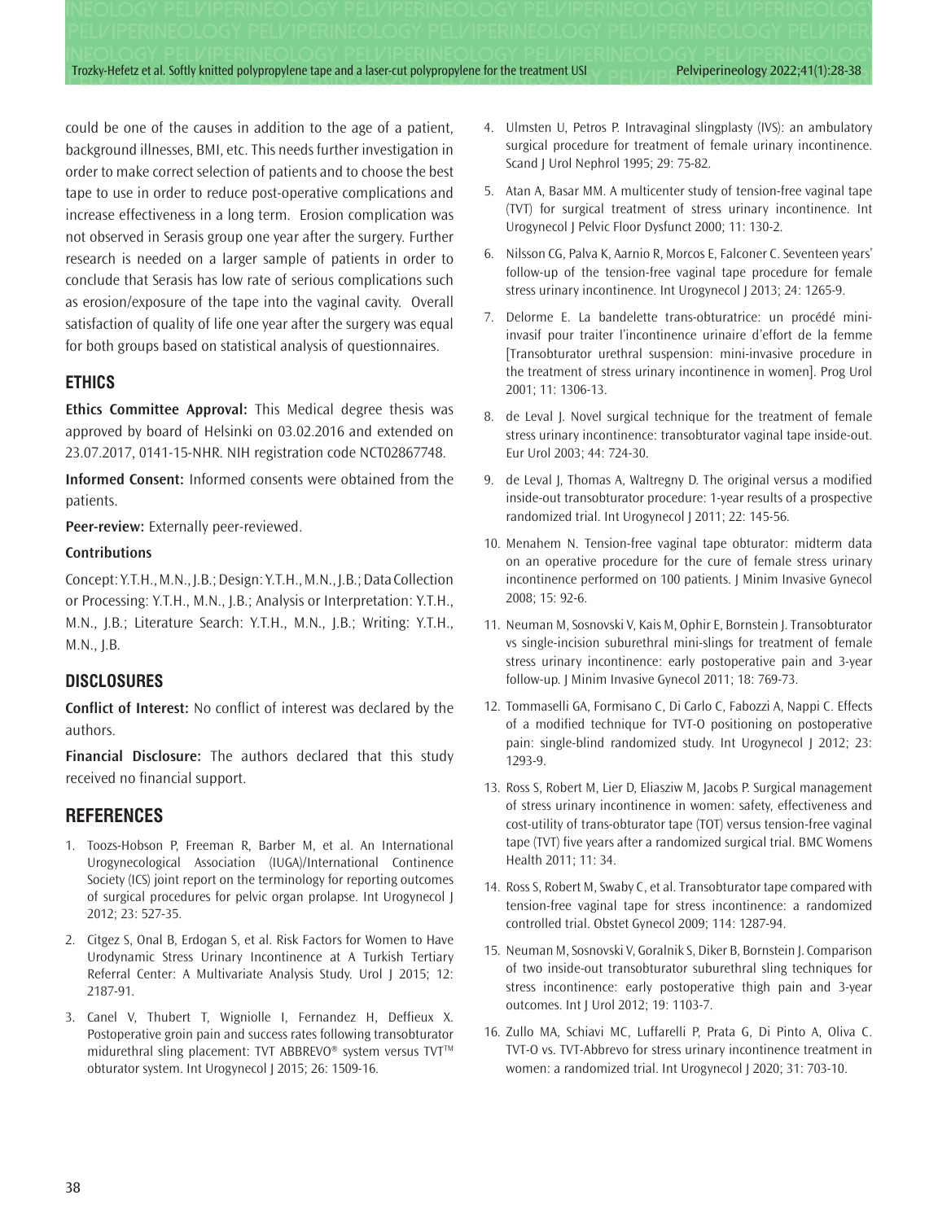could be one of the causes in addition to the age of a patient, background illnesses, BMI, etc. This needs further investigation in order to make correct selection of patients and to choose the best tape to use in order to reduce post-operative complications and increase effectiveness in a long term. Erosion complication was not observed in Serasis group one year after the surgery. Further research is needed on a larger sample of patients in order to conclude that Serasis has low rate of serious complications such as erosion/exposure of the tape into the vaginal cavity. Overall satisfaction of quality of life one year after the surgery was equal for both groups based on statistical analysis of questionnaires.

## ETHICS

**Ethics Committee Approval:** This Medical degree thesis was approved by board of Helsinki on 03.02.2016 and extended on 23.07.2017, 0141-15-NHR. NIH registration code NCT02867748.

**Informed Consent:** Informed consents were obtained from the patients.

**Peer-review:** Externally peer-reviewed.

### Contributions

Concept: Y.T.H., M.N., J.B.; Design: Y.T.H., M.N., J.B.; Data Collection or Processing: Y.T.H., M.N., J.B.; Analysis or Interpretation: Y.T.H., M.N., J.B.; Literature Search: Y.T.H., M.N., J.B.; Writing: Y.T.H., M.N., J.B.

## DISCLOSURES

**Conflict of Interest:** No conflict of interest was declared by the authors.

**Financial Disclosure:** The authors declared that this study received no financial support.

## REFERENCES

1. Toozs-Hobson P, Freeman R, Barber M, et al. An International Urogynecological Association (IUGA)/International Continence Society (ICS) joint report on the terminology for reporting outcomes of surgical procedures for pelvic organ prolapse. Int Urogynecol J 2012; 23: 527-35.
2. Citgez S, Onal B, Erdogan S, et al. Risk Factors for Women to Have Urodynamic Stress Urinary Incontinence at A Turkish Tertiary Referral Center: A Multivariate Analysis Study. Urol J 2015; 12: 2187-91.
3. Canel V, Thubert T, Wigniolle I, Fernandez H, Deffieux X. Postoperative groin pain and success rates following transobturator midurethral sling placement: TVT ABBREVO® system versus TVT™ obturator system. Int Urogynecol J 2015; 26: 1509-16.
4. Ulmsten U, Petros P. Intravaginal slingplasty (IVS): an ambulatory surgical procedure for treatment of female urinary incontinence. Scand J Urol Nephrol 1995; 29: 75-82.
5. Atan A, Basar MM. A multicenter study of tension-free vaginal tape (TVT) for surgical treatment of stress urinary incontinence. Int Urogynecol J Pelvic Floor Dysfunct 2000; 11: 130-2.
6. Nilsson CG, Palva K, Aarnio R, Morcos E, Falconer C. Seventeen years' follow-up of the tension-free vaginal tape procedure for female stress urinary incontinence. Int Urogynecol J 2013; 24: 1265-9.
7. Delorme E. La bandelette trans-obturatrice: un procédé mini-invasif pour traiter l'incontinence urinaire d'effort de la femme [Transobturator urethral suspension: mini-invasive procedure in the treatment of stress urinary incontinence in women]. Prog Urol 2001; 11: 1306-13.
8. de Leval J. Novel surgical technique for the treatment of female stress urinary incontinence: transobturator vaginal tape inside-out. Eur Urol 2003; 44: 724-30.
9. de Leval J, Thomas A, Waltregny D. The original versus a modified inside-out transobturator procedure: 1-year results of a prospective randomized trial. Int Urogynecol J 2011; 22: 145-56.
10. Menahem N. Tension-free vaginal tape obturator: midterm data on an operative procedure for the cure of female stress urinary incontinence performed on 100 patients. J Minim Invasive Gynecol 2008; 15: 92-6.
11. Neuman M, Sosnovski V, Kais M, Ophir E, Bornstein J. Transobturator vs single-incision suburethral mini-slings for treatment of female stress urinary incontinence: early postoperative pain and 3-year follow-up. J Minim Invasive Gynecol 2011; 18: 769-73.
12. Tommaselli GA, Formisano C, Di Carlo C, Fabozzi A, Nappi C. Effects of a modified technique for TVT-O positioning on postoperative pain: single-blind randomized study. Int Urogynecol J 2012; 23: 1293-9.
13. Ross S, Robert M, Lier D, Eliasziw M, Jacobs P. Surgical management of stress urinary incontinence in women: safety, effectiveness and cost-utility of trans-obturator tape (TOT) versus tension-free vaginal tape (TVT) five years after a randomized surgical trial. BMC Womens Health 2011; 11: 34.
14. Ross S, Robert M, Swaby C, et al. Transobturator tape compared with tension-free vaginal tape for stress incontinence: a randomized controlled trial. Obstet Gynecol 2009; 114: 1287-94.
15. Neuman M, Sosnovski V, Goralnik S, Diker B, Bornstein J. Comparison of two inside-out transobturator suburethral sling techniques for stress incontinence: early postoperative thigh pain and 3-year outcomes. Int J Urol 2012; 19: 1103-7.
16. Zullo MA, Schiavi MC, Luffarelli P, Prata G, Di Pinto A, Oliva C. TVT-O vs. TVT-Abbrevo for stress urinary incontinence treatment in women: a randomized trial. Int Urogynecol J 2020; 31: 703-10.